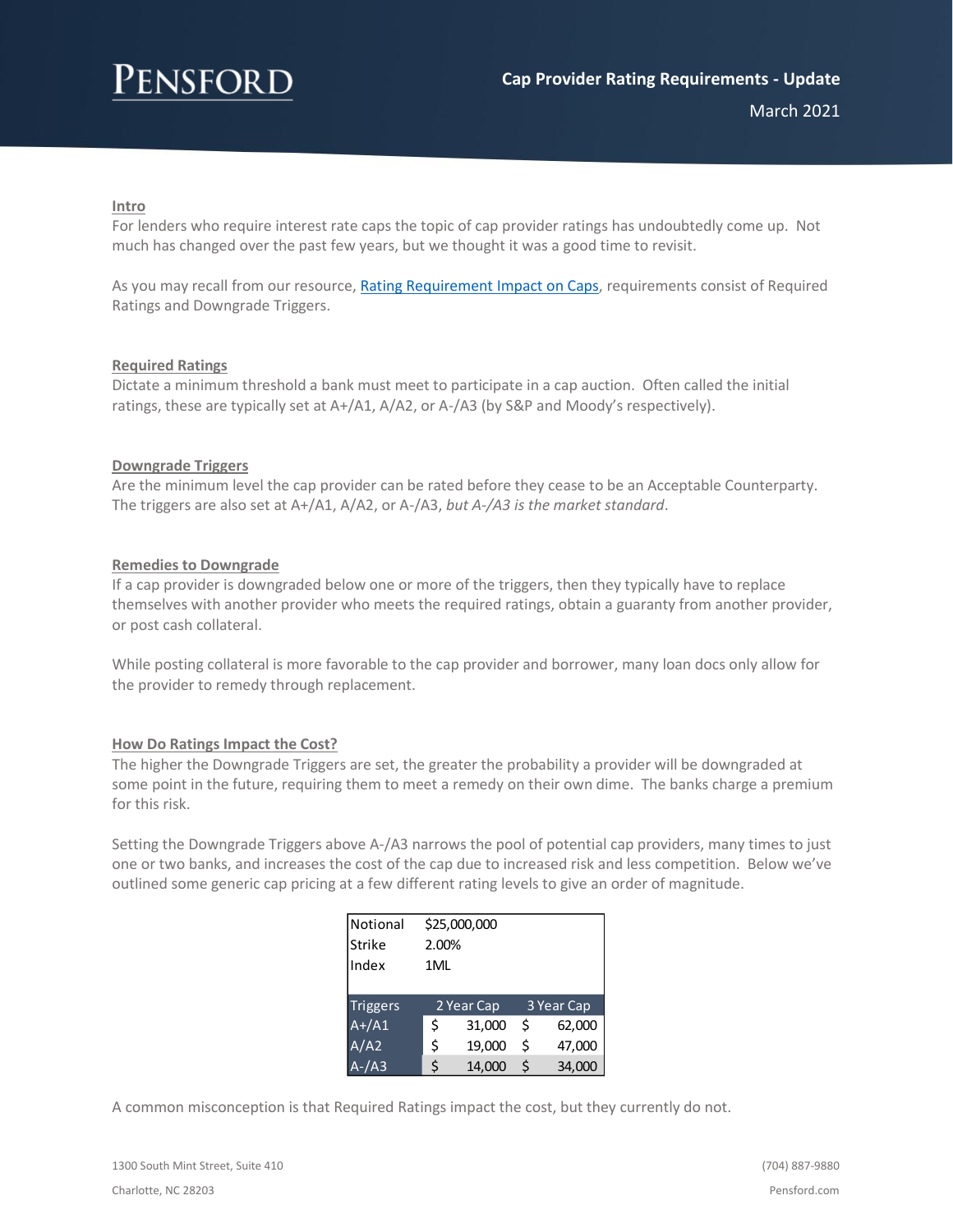PENSFORD

# Cap Provider Rating Requirements - Update

March 2021

## Intro

For lenders who require interest rate caps the topic of cap provider ratings has undoubtedly come up. Not much has changed over the past few years, but we thought it was a good time to revisit.

As you may recall from our resource, Rating Requirement Impact on Caps, requirements consist of Required Ratings and Downgrade Triggers.

## Required Ratings

Dictate a minimum threshold a bank must meet to participate in a cap auction. Often called the initial ratings, these are typically set at A+/A1, A/A2, or A-/A3 (by S&P and Moody's respectively).

## Downgrade Triggers

Are the minimum level the cap provider can be rated before they cease to be an Acceptable Counterparty. The triggers are also set at A+/A1, A/A2, or A-/A3, *but A-/A3 is the market standard*.

## Remedies to Downgrade

If a cap provider is downgraded below one or more of the triggers, then they typically have to replace themselves with another provider who meets the required ratings, obtain a guaranty from another provider, or post cash collateral.

While posting collateral is more favorable to the cap provider and borrower, many loan docs only allow for the provider to remedy through replacement.

## How Do Ratings Impact the Cost?

The higher the Downgrade Triggers are set, the greater the probability a provider will be downgraded at some point in the future, requiring them to meet a remedy on their own dime. The banks charge a premium for this risk.

Setting the Downgrade Triggers above A-/A3 narrows the pool of potential cap providers, many times to just one or two banks, and increases the cost of the cap due to increased risk and less competition. Below we've outlined some generic cap pricing at a few different rating levels to give an order of magnitude.

| Notional | $25,000,000 | |
|---|---|---|
| Strike | 2.00% | |
| Index | 1ML | |
| | | |
| **Triggers** | **2 Year Cap** | **3 Year Cap** |
| A+/A1 | $ 31,000 | $ 62,000 |
| A/A2 | $ 19,000 | $ 47,000 |
| A-/A3 | $ 14,000 | $ 34,000 |

A common misconception is that Required Ratings impact the cost, but they currently do not.

1300 South Mint Street, Suite 410
Charlotte, NC 28203

(704) 887-9880
Pensford.com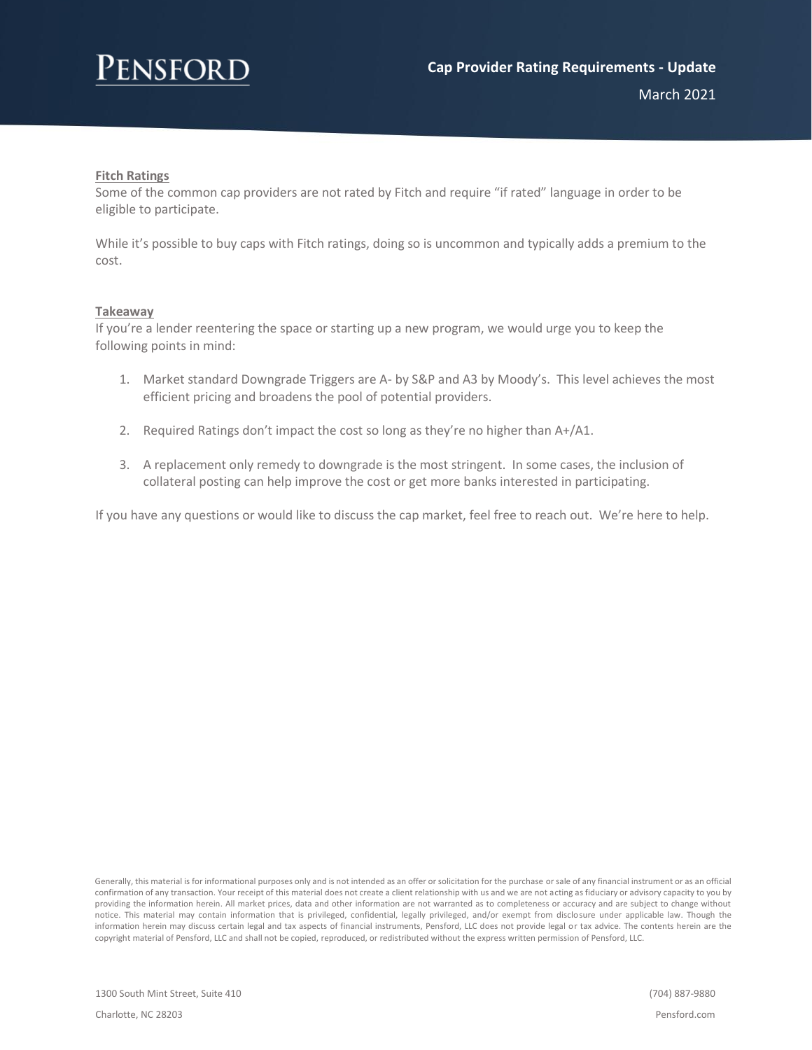**Fitch Ratings**

Some of the common cap providers are not rated by Fitch and require "if rated" language in order to be eligible to participate.

While it's possible to buy caps with Fitch ratings, doing so is uncommon and typically adds a premium to the cost.

**Takeaway**

If you're a lender reentering the space or starting up a new program, we would urge you to keep the following points in mind:

1. Market standard Downgrade Triggers are A- by S&P and A3 by Moody's. This level achieves the most efficient pricing and broadens the pool of potential providers.

2. Required Ratings don't impact the cost so long as they're no higher than A+/A1.

3. A replacement only remedy to downgrade is the most stringent. In some cases, the inclusion of collateral posting can help improve the cost or get more banks interested in participating.

If you have any questions or would like to discuss the cap market, feel free to reach out. We're here to help.

Generally, this material is for informational purposes only and is not intended as an offer or solicitation for the purchase or sale of any financial instrument or as an official confirmation of any transaction. Your receipt of this material does not create a client relationship with us and we are not acting as fiduciary or advisory capacity to you by providing the information herein. All market prices, data and other information are not warranted as to completeness or accuracy and are subject to change without notice. This material may contain information that is privileged, confidential, legally privileged, and/or exempt from disclosure under applicable law. Though the information herein may discuss certain legal and tax aspects of financial instruments, Pensford, LLC does not provide legal or tax advice. The contents herein are the copyright material of Pensford, LLC and shall not be copied, reproduced, or redistributed without the express written permission of Pensford, LLC.